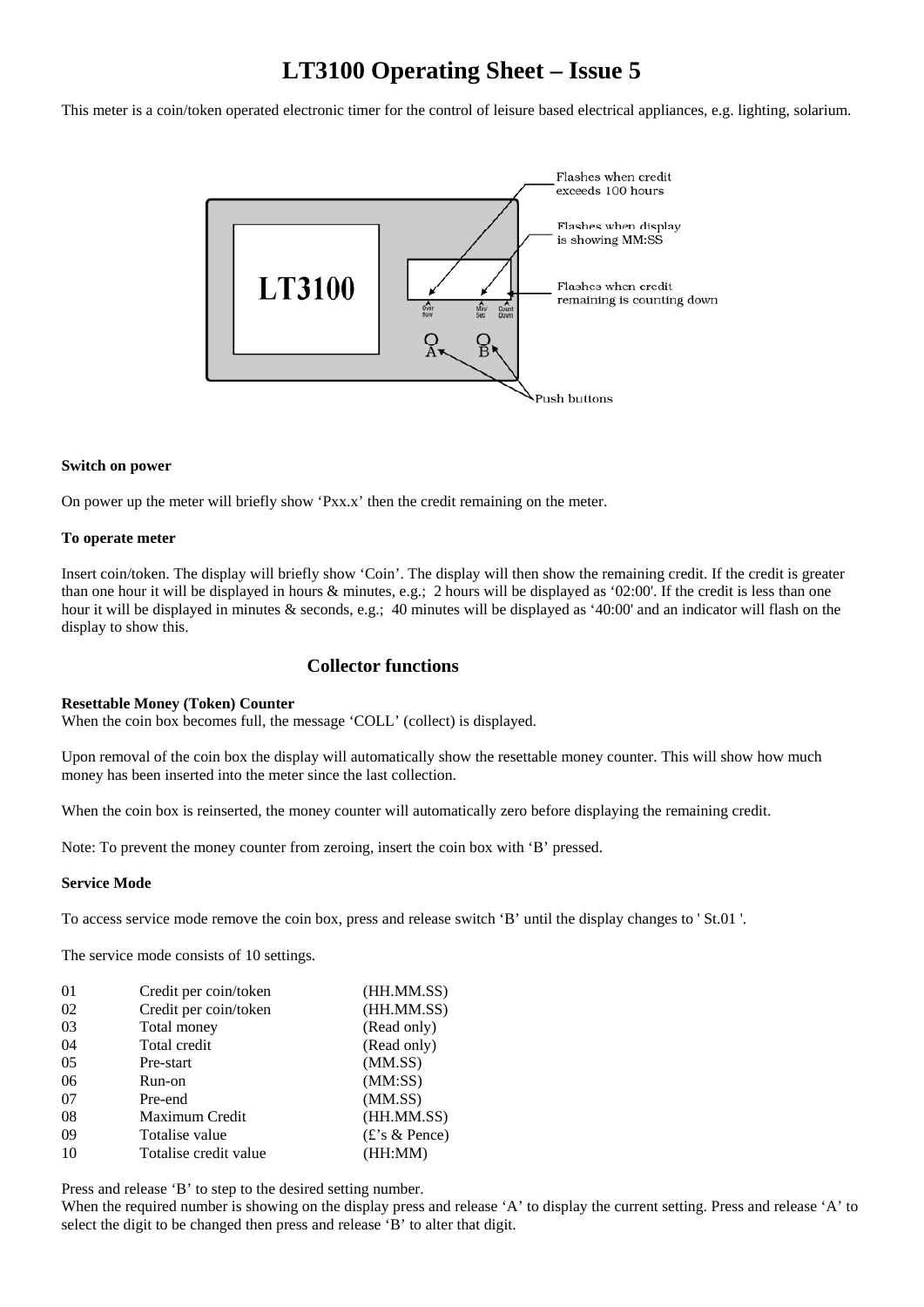# LT3100 Operating Sheet – Issue 5

This meter is a coin/token operated electronic timer for the control of leisure based electrical appliances, e.g. lighting, solarium.

**Switch on power**

On power up the meter will briefly show 'Pxx.x' then the credit remaining on the meter.

**To operate meter**

Insert coin/token. The display will briefly show 'Coin'. The display will then show the remaining credit. If the credit is greater than one hour it will be displayed in hours & minutes, e.g.; 2 hours will be displayed as '02:00'. If the credit is less than one hour it will be displayed in minutes & seconds, e.g.; 40 minutes will be displayed as '40:00' and an indicator will flash on the display to show this.

## Collector functions

**Resettable Money (Token) Counter**

When the coin box becomes full, the message 'COLL' (collect) is displayed.

Upon removal of the coin box the display will automatically show the resettable money counter. This will show how much money has been inserted into the meter since the last collection.

When the coin box is reinserted, the money counter will automatically zero before displaying the remaining credit.

Note: To prevent the money counter from zeroing, insert the coin box with 'B' pressed.

**Service Mode**

To access service mode remove the coin box, press and release switch 'B' until the display changes to ' St.01 '.

The service mode consists of 10 settings.

| | | |
|---|---|---|
| 01 | Credit per coin/token | (HH.MM.SS) |
| 02 | Credit per coin/token | (HH.MM.SS) |
| 03 | Total money | (Read only) |
| 04 | Total credit | (Read only) |
| 05 | Pre-start | (MM.SS) |
| 06 | Run-on | (MM:SS) |
| 07 | Pre-end | (MM.SS) |
| 08 | Maximum Credit | (HH.MM.SS) |
| 09 | Totalise value | (£'s & Pence) |
| 10 | Totalise credit value | (HH:MM) |

Press and release 'B' to step to the desired setting number.
When the required number is showing on the display press and release 'A' to display the current setting. Press and release 'A' to select the digit to be changed then press and release 'B' to alter that digit.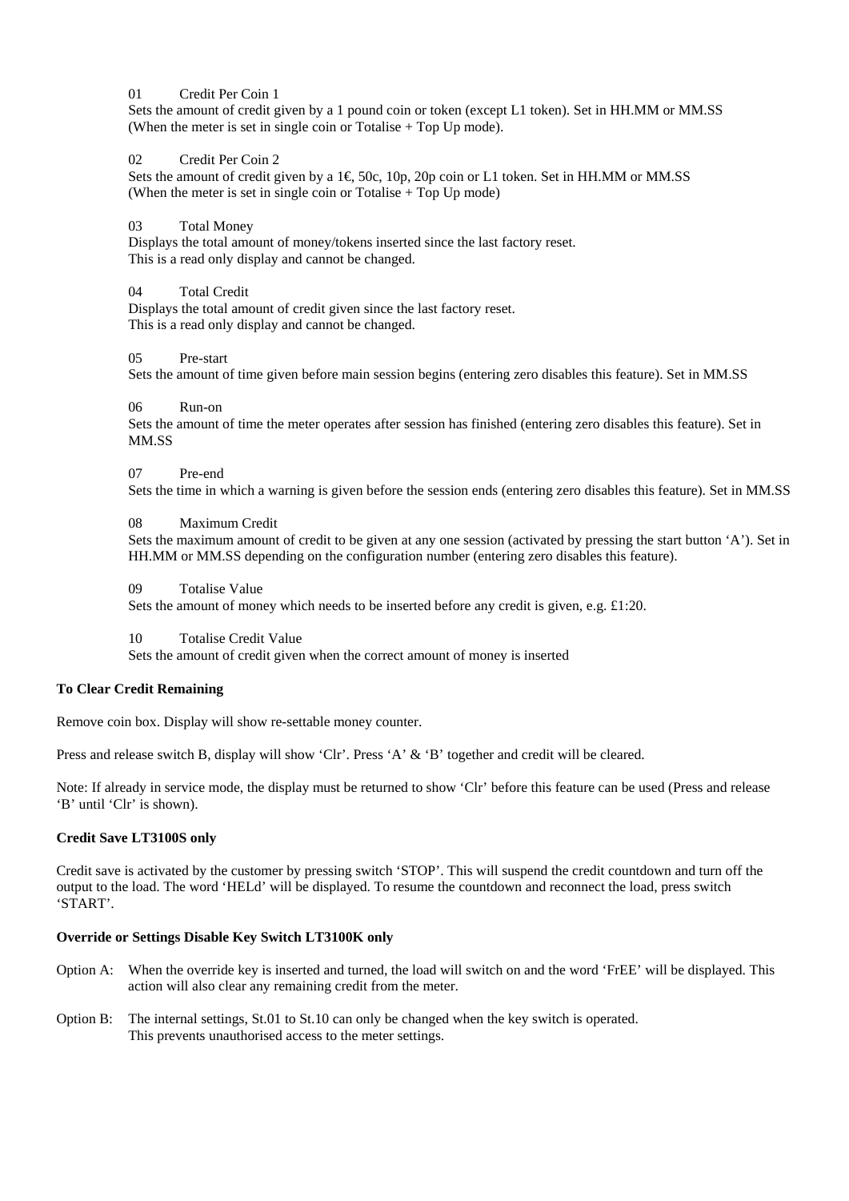01 Credit Per Coin 1

Sets the amount of credit given by a 1 pound coin or token (except L1 token). Set in HH.MM or MM.SS (When the meter is set in single coin or Totalise + Top Up mode).

02 Credit Per Coin 2

Sets the amount of credit given by a 1€, 50c, 10p, 20p coin or L1 token. Set in HH.MM or MM.SS (When the meter is set in single coin or Totalise + Top Up mode)

03 Total Money

Displays the total amount of money/tokens inserted since the last factory reset. This is a read only display and cannot be changed.

04 Total Credit

Displays the total amount of credit given since the last factory reset. This is a read only display and cannot be changed.

05 Pre-start

Sets the amount of time given before main session begins (entering zero disables this feature). Set in MM.SS

06 Run-on

Sets the amount of time the meter operates after session has finished (entering zero disables this feature). Set in MM.SS

07 Pre-end

Sets the time in which a warning is given before the session ends (entering zero disables this feature). Set in MM.SS

08 Maximum Credit

Sets the maximum amount of credit to be given at any one session (activated by pressing the start button 'A'). Set in HH.MM or MM.SS depending on the configuration number (entering zero disables this feature).

09 Totalise Value

Sets the amount of money which needs to be inserted before any credit is given, e.g. £1:20.

10 Totalise Credit Value

Sets the amount of credit given when the correct amount of money is inserted

**To Clear Credit Remaining**

Remove coin box. Display will show re-settable money counter.

Press and release switch B, display will show 'Clr'. Press 'A' & 'B' together and credit will be cleared.

Note: If already in service mode, the display must be returned to show 'Clr' before this feature can be used (Press and release 'B' until 'Clr' is shown).

**Credit Save LT3100S only**

Credit save is activated by the customer by pressing switch 'STOP'. This will suspend the credit countdown and turn off the output to the load. The word 'HELd' will be displayed. To resume the countdown and reconnect the load, press switch 'START'.

**Override or Settings Disable Key Switch LT3100K only**

Option A: When the override key is inserted and turned, the load will switch on and the word 'FrEE' will be displayed. This action will also clear any remaining credit from the meter.

Option B: The internal settings, St.01 to St.10 can only be changed when the key switch is operated. This prevents unauthorised access to the meter settings.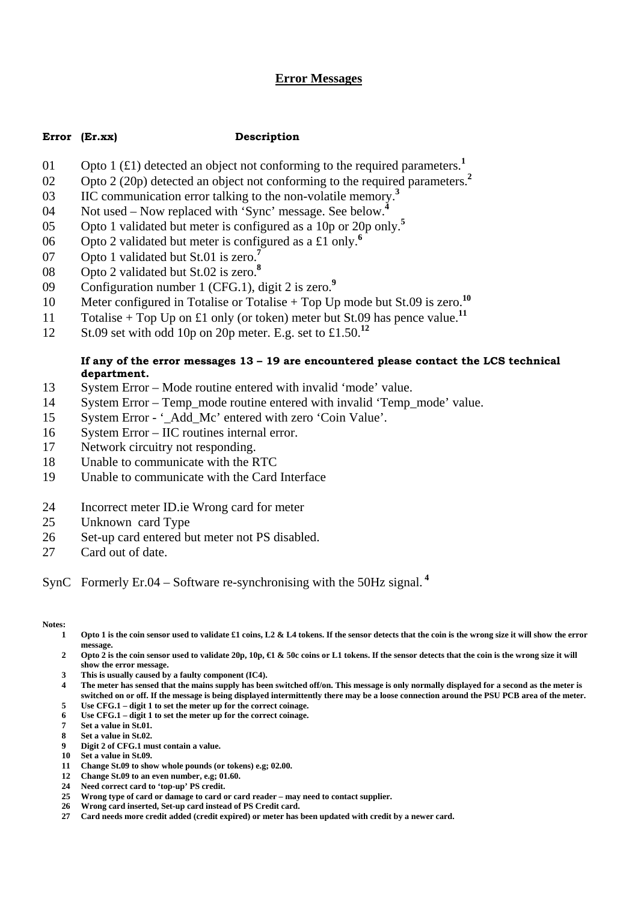## Error Messages

| Error (Er.xx) | Description |
|---|---|
| 01 | Opto 1 (£1) detected an object not conforming to the required parameters.[1] |
| 02 | Opto 2 (20p) detected an object not conforming to the required parameters.[2] |
| 03 | IIC communication error talking to the non-volatile memory.[3] |
| 04 | Not used – Now replaced with 'Sync' message. See below.[4] |
| 05 | Opto 1 validated but meter is configured as a 10p or 20p only.[5] |
| 06 | Opto 2 validated but meter is configured as a £1 only.[6] |
| 07 | Opto 1 validated but St.01 is zero.[7] |
| 08 | Opto 2 validated but St.02 is zero.[8] |
| 09 | Configuration number 1 (CFG.1), digit 2 is zero.[9] |
| 10 | Meter configured in Totalise or Totalise + Top Up mode but St.09 is zero.[10] |
| 11 | Totalise + Top Up on £1 only (or token) meter but St.09 has pence value.[11] |
| 12 | St.09 set with odd 10p on 20p meter. E.g. set to £1.50.[12] |

**If any of the error messages 13 – 19 are encountered please contact the LCS technical department.**

| | |
|---|---|
| 13 | System Error – Mode routine entered with invalid 'mode' value. |
| 14 | System Error – Temp_mode routine entered with invalid 'Temp_mode' value. |
| 15 | System Error - '_Add_Mc' entered with zero 'Coin Value'. |
| 16 | System Error – IIC routines internal error. |
| 17 | Network circuitry not responding. |
| 18 | Unable to communicate with the RTC |
| 19 | Unable to communicate with the Card Interface |
| 24 | Incorrect meter ID.ie Wrong card for meter |
| 25 | Unknown card Type |
| 26 | Set-up card entered but meter not PS disabled. |
| 27 | Card out of date. |
| SynC | Formerly Er.04 – Software re-synchronising with the 50Hz signal.[4] |

**Notes:**

1. **Opto 1 is the coin sensor used to validate £1 coins, L2 & L4 tokens. If the sensor detects that the coin is the wrong size it will show the error message.**
2. **Opto 2 is the coin sensor used to validate 20p, 10p, €1 & 50c coins or L1 tokens. If the sensor detects that the coin is the wrong size it will show the error message.**
3. **This is usually caused by a faulty component (IC4).**
4. **The meter has sensed that the mains supply has been switched off/on. This message is only normally displayed for a second as the meter is switched on or off. If the message is being displayed intermittently there may be a loose connection around the PSU PCB area of the meter.**
5. **Use CFG.1 – digit 1 to set the meter up for the correct coinage.**
6. **Use CFG.1 – digit 1 to set the meter up for the correct coinage.**
7. **Set a value in St.01.**
8. **Set a value in St.02.**
9. **Digit 2 of CFG.1 must contain a value.**
10. **Set a value in St.09.**
11. **Change St.09 to show whole pounds (or tokens) e.g; 02.00.**
12. **Change St.09 to an even number, e.g; 01.60.**

24. **Need correct card to 'top-up' PS credit.**
25. **Wrong type of card or damage to card or card reader – may need to contact supplier.**
26. **Wrong card inserted, Set-up card instead of PS Credit card.**
27. **Card needs more credit added (credit expired) or meter has been updated with credit by a newer card.**